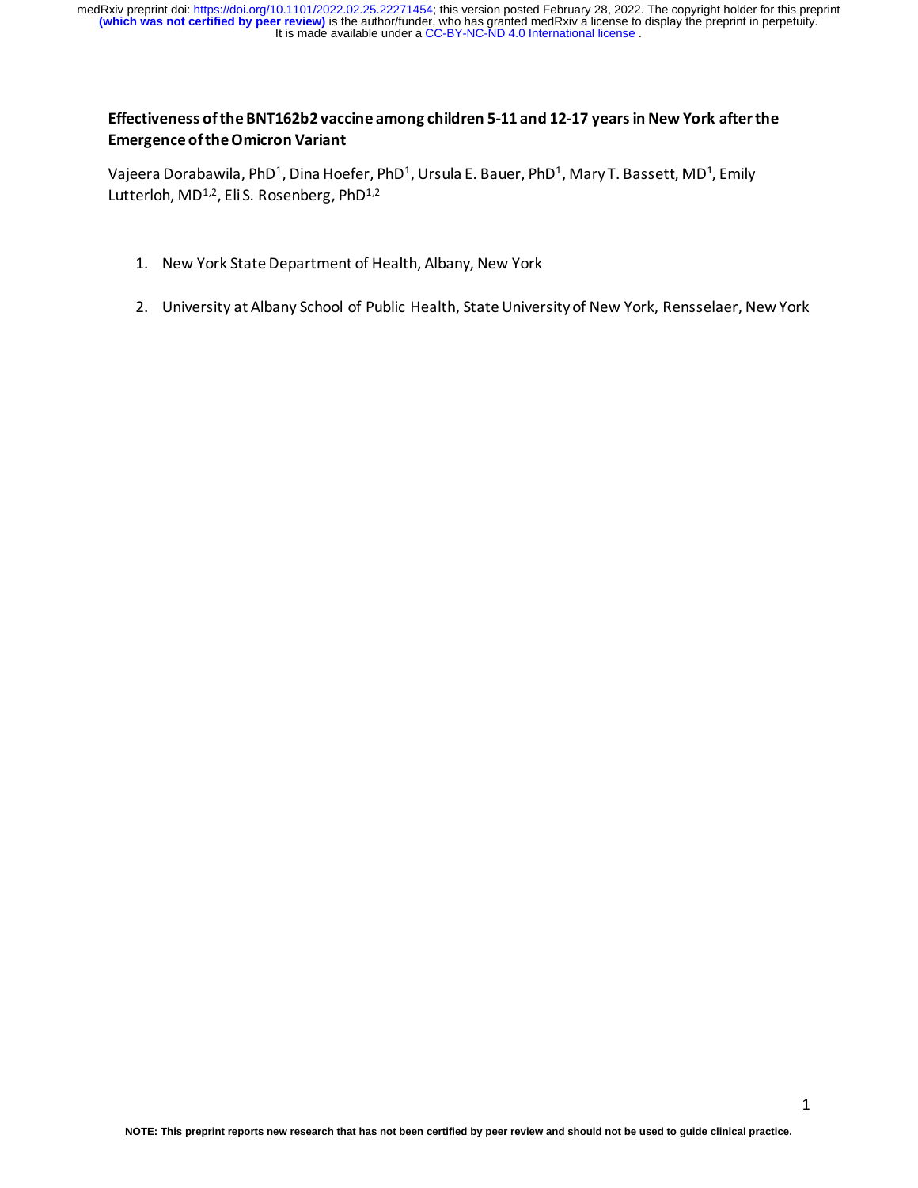# Effectiveness of the BNT162b2 vaccine among children 5-11 and 12-17 years in New York after the Emergence of the Omicron Variant

Vajeera Dorabawila, PhD[1], Dina Hoefer, PhD[1], Ursula E. Bauer, PhD[1], Mary T. Bassett, MD[1], Emily Lutterloh, MD[1,2], Eli S. Rosenberg, PhD[1,2]

1. New York State Department of Health, Albany, New York
2. University at Albany School of Public Health, State University of New York, Rensselaer, New York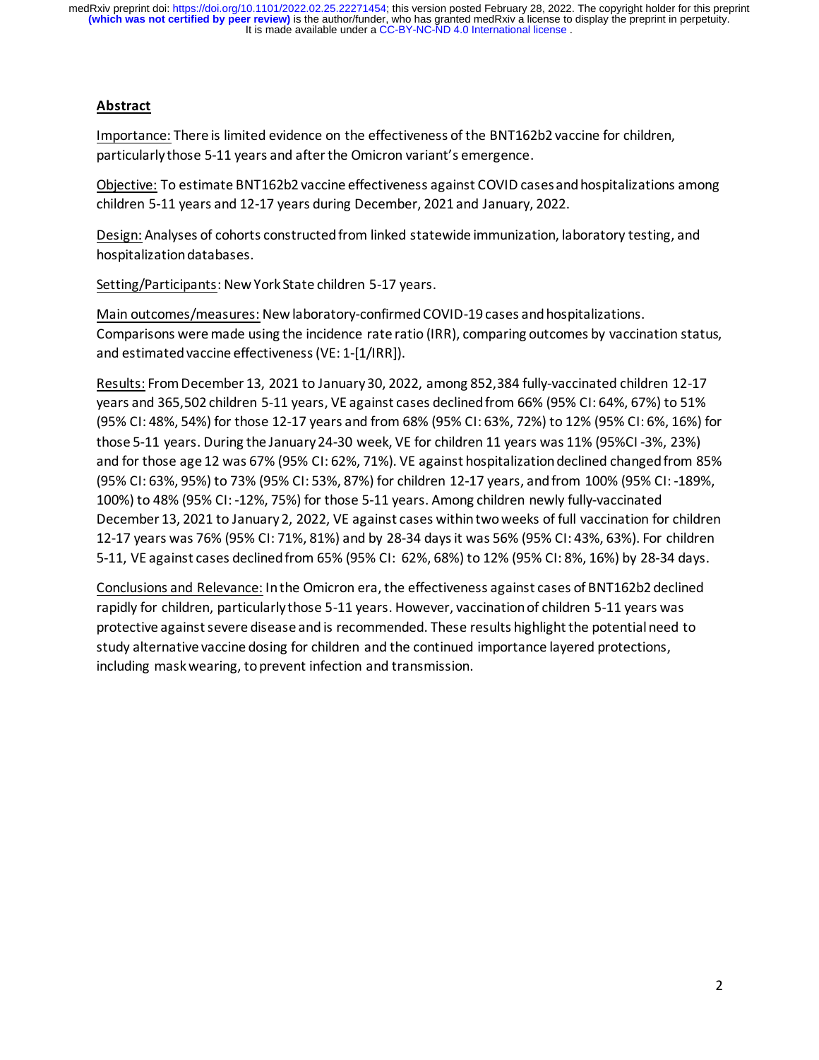## Abstract

Importance: There is limited evidence on the effectiveness of the BNT162b2 vaccine for children, particularly those 5-11 years and after the Omicron variant's emergence.

Objective: To estimate BNT162b2 vaccine effectiveness against COVID cases and hospitalizations among children 5-11 years and 12-17 years during December, 2021 and January, 2022.

Design: Analyses of cohorts constructed from linked statewide immunization, laboratory testing, and hospitalization databases.

Setting/Participants: New York State children 5-17 years.

Main outcomes/measures: New laboratory-confirmed COVID-19 cases and hospitalizations. Comparisons were made using the incidence rate ratio (IRR), comparing outcomes by vaccination status, and estimated vaccine effectiveness (VE: 1-[1/IRR]).

Results: From December 13, 2021 to January 30, 2022, among 852,384 fully-vaccinated children 12-17 years and 365,502 children 5-11 years, VE against cases declined from 66% (95% CI: 64%, 67%) to 51% (95% CI: 48%, 54%) for those 12-17 years and from 68% (95% CI: 63%, 72%) to 12% (95% CI: 6%, 16%) for those 5-11 years. During the January 24-30 week, VE for children 11 years was 11% (95%CI -3%, 23%) and for those age 12 was 67% (95% CI: 62%, 71%). VE against hospitalization declined changed from 85% (95% CI: 63%, 95%) to 73% (95% CI: 53%, 87%) for children 12-17 years, and from 100% (95% CI: -189%, 100%) to 48% (95% CI: -12%, 75%) for those 5-11 years. Among children newly fully-vaccinated December 13, 2021 to January 2, 2022, VE against cases within two weeks of full vaccination for children 12-17 years was 76% (95% CI: 71%, 81%) and by 28-34 days it was 56% (95% CI: 43%, 63%). For children 5-11, VE against cases declined from 65% (95% CI: 62%, 68%) to 12% (95% CI: 8%, 16%) by 28-34 days.

Conclusions and Relevance: In the Omicron era, the effectiveness against cases of BNT162b2 declined rapidly for children, particularly those 5-11 years. However, vaccination of children 5-11 years was protective against severe disease and is recommended. These results highlight the potential need to study alternative vaccine dosing for children and the continued importance layered protections, including mask wearing, to prevent infection and transmission.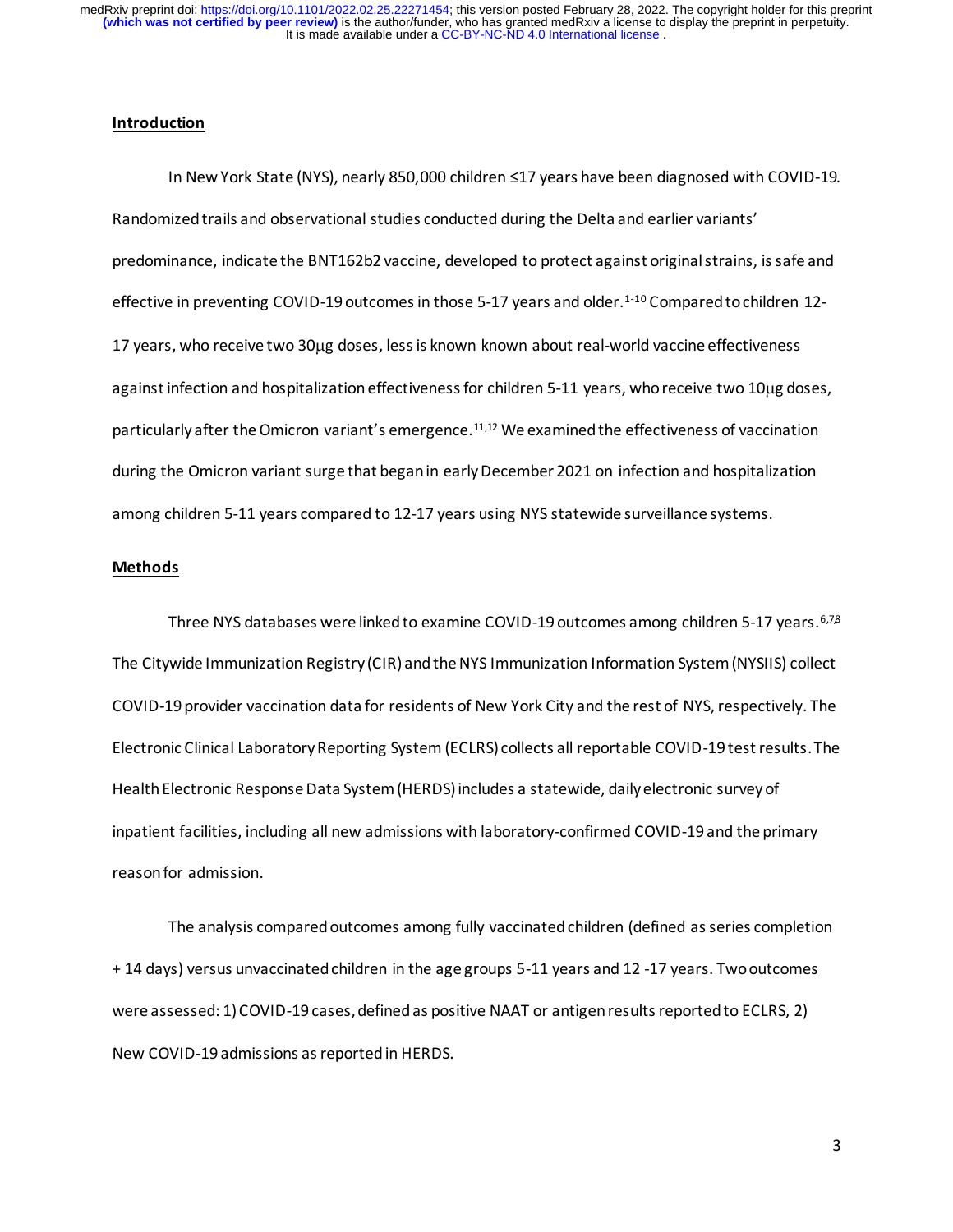## Introduction

In New York State (NYS), nearly 850,000 children ≤17 years have been diagnosed with COVID-19. Randomized trails and observational studies conducted during the Delta and earlier variants' predominance, indicate the BNT162b2 vaccine, developed to protect against original strains, is safe and effective in preventing COVID-19 outcomes in those 5-17 years and older.[1-10] Compared to children 12-17 years, who receive two 30μg doses, less is known known about real-world vaccine effectiveness against infection and hospitalization effectiveness for children 5-11 years, who receive two 10μg doses, particularly after the Omicron variant's emergence.[11,12] We examined the effectiveness of vaccination during the Omicron variant surge that began in early December 2021 on infection and hospitalization among children 5-11 years compared to 12-17 years using NYS statewide surveillance systems.

## Methods

Three NYS databases were linked to examine COVID-19 outcomes among children 5-17 years.[6,7,8] The Citywide Immunization Registry (CIR) and the NYS Immunization Information System (NYSIIS) collect COVID-19 provider vaccination data for residents of New York City and the rest of NYS, respectively. The Electronic Clinical Laboratory Reporting System (ECLRS) collects all reportable COVID-19 test results. The Health Electronic Response Data System (HERDS) includes a statewide, daily electronic survey of inpatient facilities, including all new admissions with laboratory-confirmed COVID-19 and the primary reason for admission.

The analysis compared outcomes among fully vaccinated children (defined as series completion + 14 days) versus unvaccinated children in the age groups 5-11 years and 12 -17 years. Two outcomes were assessed: 1) COVID-19 cases, defined as positive NAAT or antigen results reported to ECLRS, 2) New COVID-19 admissions as reported in HERDS.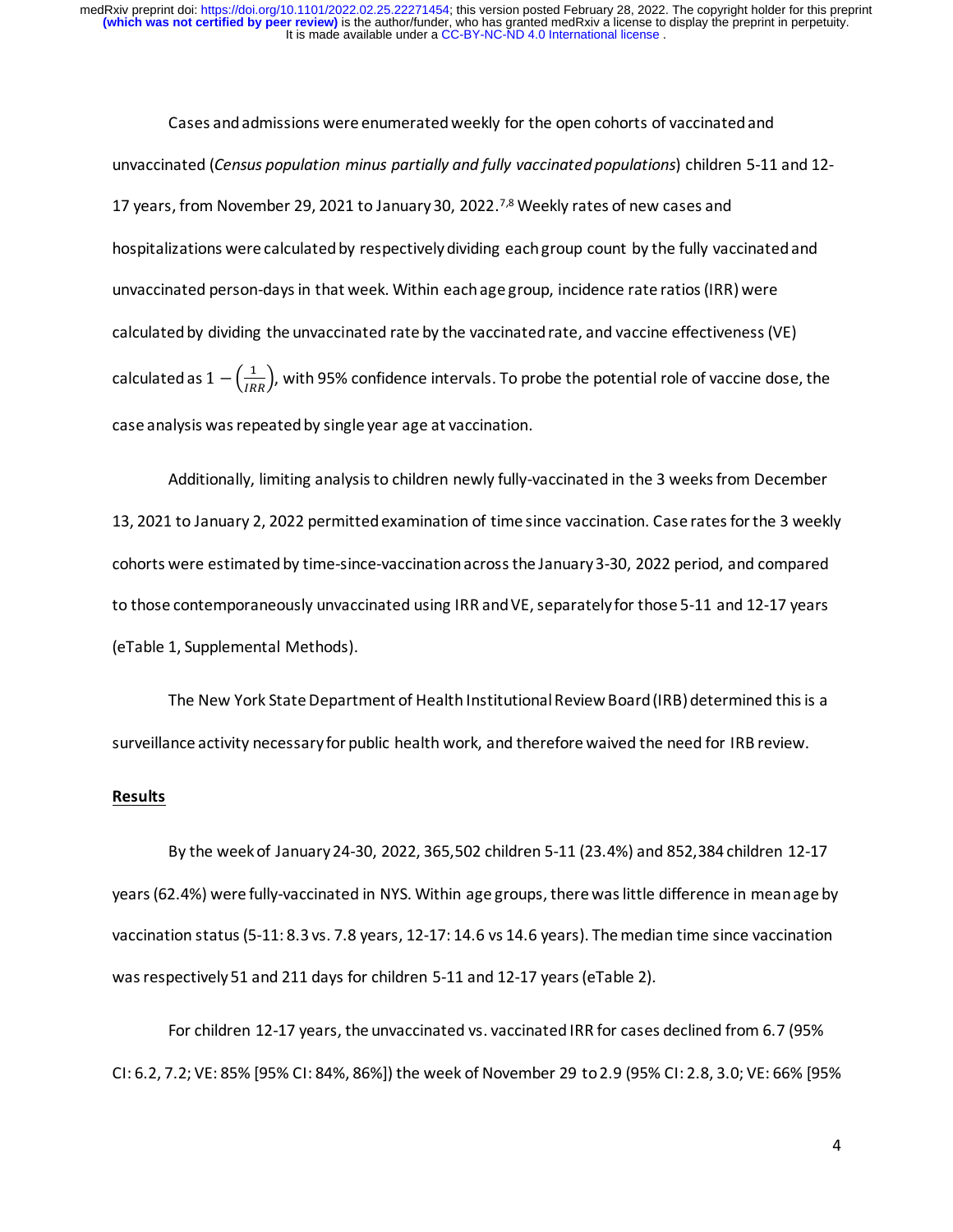Cases and admissions were enumerated weekly for the open cohorts of vaccinated and unvaccinated (*Census population minus partially and fully vaccinated populations*) children 5-11 and 12-17 years, from November 29, 2021 to January 30, 2022.[7,8] Weekly rates of new cases and hospitalizations were calculated by respectively dividing each group count by the fully vaccinated and unvaccinated person-days in that week. Within each age group, incidence rate ratios (IRR) were calculated by dividing the unvaccinated rate by the vaccinated rate, and vaccine effectiveness (VE) calculated as $1 - \left(\frac{1}{IRR}\right)$, with 95% confidence intervals. To probe the potential role of vaccine dose, the case analysis was repeated by single year age at vaccination.

Additionally, limiting analysis to children newly fully-vaccinated in the 3 weeks from December 13, 2021 to January 2, 2022 permitted examination of time since vaccination. Case rates for the 3 weekly cohorts were estimated by time-since-vaccination across the January 3-30, 2022 period, and compared to those contemporaneously unvaccinated using IRR and VE, separately for those 5-11 and 12-17 years (eTable 1, Supplemental Methods).

The New York State Department of Health Institutional Review Board (IRB) determined this is a surveillance activity necessary for public health work, and therefore waived the need for IRB review.

## Results

By the week of January 24-30, 2022, 365,502 children 5-11 (23.4%) and 852,384 children 12-17 years (62.4%) were fully-vaccinated in NYS. Within age groups, there was little difference in mean age by vaccination status (5-11: 8.3 vs. 7.8 years, 12-17: 14.6 vs 14.6 years). The median time since vaccination was respectively 51 and 211 days for children 5-11 and 12-17 years (eTable 2).

For children 12-17 years, the unvaccinated vs. vaccinated IRR for cases declined from 6.7 (95% CI: 6.2, 7.2; VE: 85% [95% CI: 84%, 86%]) the week of November 29 to 2.9 (95% CI: 2.8, 3.0; VE: 66% [95%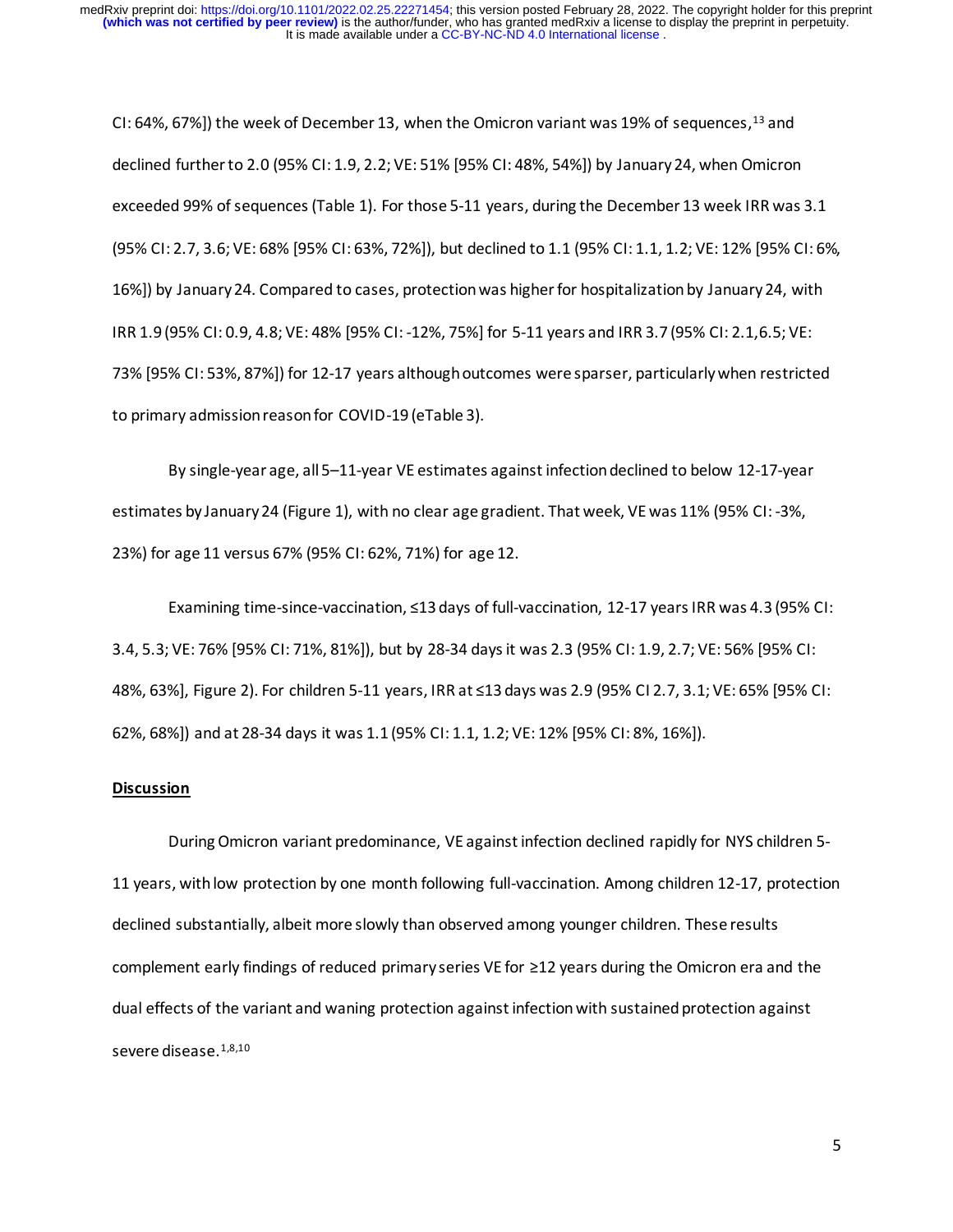CI: 64%, 67%]) the week of December 13, when the Omicron variant was 19% of sequences,[13] and declined further to 2.0 (95% CI: 1.9, 2.2; VE: 51% [95% CI: 48%, 54%]) by January 24, when Omicron exceeded 99% of sequences (Table 1). For those 5-11 years, during the December 13 week IRR was 3.1 (95% CI: 2.7, 3.6; VE: 68% [95% CI: 63%, 72%]), but declined to 1.1 (95% CI: 1.1, 1.2; VE: 12% [95% CI: 6%, 16%]) by January 24. Compared to cases, protection was higher for hospitalization by January 24, with IRR 1.9 (95% CI: 0.9, 4.8; VE: 48% [95% CI: -12%, 75%] for 5-11 years and IRR 3.7 (95% CI: 2.1,6.5; VE: 73% [95% CI: 53%, 87%]) for 12-17 years although outcomes were sparser, particularly when restricted to primary admission reason for COVID-19 (eTable 3).

By single-year age, all 5–11-year VE estimates against infection declined to below 12-17-year estimates by January 24 (Figure 1), with no clear age gradient. That week, VE was 11% (95% CI: -3%, 23%) for age 11 versus 67% (95% CI: 62%, 71%) for age 12.

Examining time-since-vaccination, ≤13 days of full-vaccination, 12-17 years IRR was 4.3 (95% CI: 3.4, 5.3; VE: 76% [95% CI: 71%, 81%]), but by 28-34 days it was 2.3 (95% CI: 1.9, 2.7; VE: 56% [95% CI: 48%, 63%], Figure 2). For children 5-11 years, IRR at ≤13 days was 2.9 (95% CI 2.7, 3.1; VE: 65% [95% CI: 62%, 68%]) and at 28-34 days it was 1.1 (95% CI: 1.1, 1.2; VE: 12% [95% CI: 8%, 16%]).

## Discussion

During Omicron variant predominance, VE against infection declined rapidly for NYS children 5-11 years, with low protection by one month following full-vaccination. Among children 12-17, protection declined substantially, albeit more slowly than observed among younger children. These results complement early findings of reduced primary series VE for ≥12 years during the Omicron era and the dual effects of the variant and waning protection against infection with sustained protection against severe disease.[1,8,10]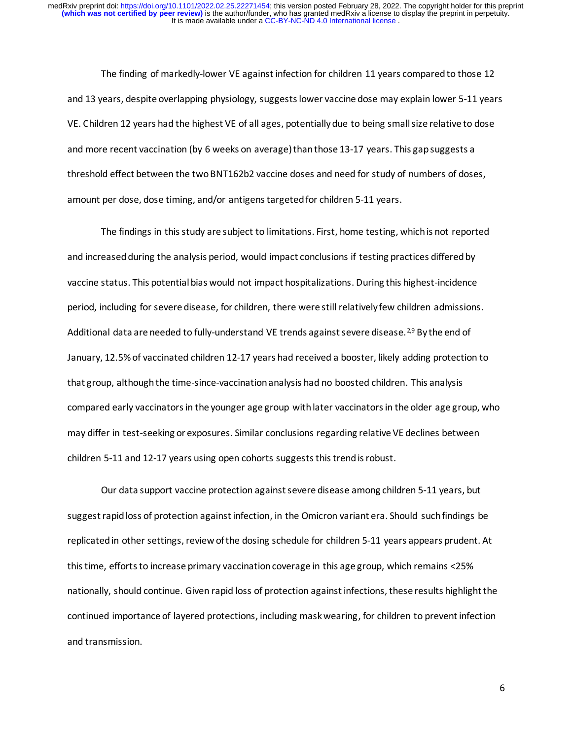The finding of markedly-lower VE against infection for children 11 years compared to those 12 and 13 years, despite overlapping physiology, suggests lower vaccine dose may explain lower 5-11 years VE. Children 12 years had the highest VE of all ages, potentially due to being small size relative to dose and more recent vaccination (by 6 weeks on average) than those 13-17 years. This gap suggests a threshold effect between the two BNT162b2 vaccine doses and need for study of numbers of doses, amount per dose, dose timing, and/or antigens targeted for children 5-11 years.

The findings in this study are subject to limitations. First, home testing, which is not reported and increased during the analysis period, would impact conclusions if testing practices differed by vaccine status. This potential bias would not impact hospitalizations. During this highest-incidence period, including for severe disease, for children, there were still relatively few children admissions. Additional data are needed to fully-understand VE trends against severe disease.[2,9] By the end of January, 12.5% of vaccinated children 12-17 years had received a booster, likely adding protection to that group, although the time-since-vaccination analysis had no boosted children. This analysis compared early vaccinators in the younger age group with later vaccinators in the older age group, who may differ in test-seeking or exposures. Similar conclusions regarding relative VE declines between children 5-11 and 12-17 years using open cohorts suggests this trend is robust.

Our data support vaccine protection against severe disease among children 5-11 years, but suggest rapid loss of protection against infection, in the Omicron variant era. Should such findings be replicated in other settings, review of the dosing schedule for children 5-11 years appears prudent. At this time, efforts to increase primary vaccination coverage in this age group, which remains <25% nationally, should continue. Given rapid loss of protection against infections, these results highlight the continued importance of layered protections, including mask wearing, for children to prevent infection and transmission.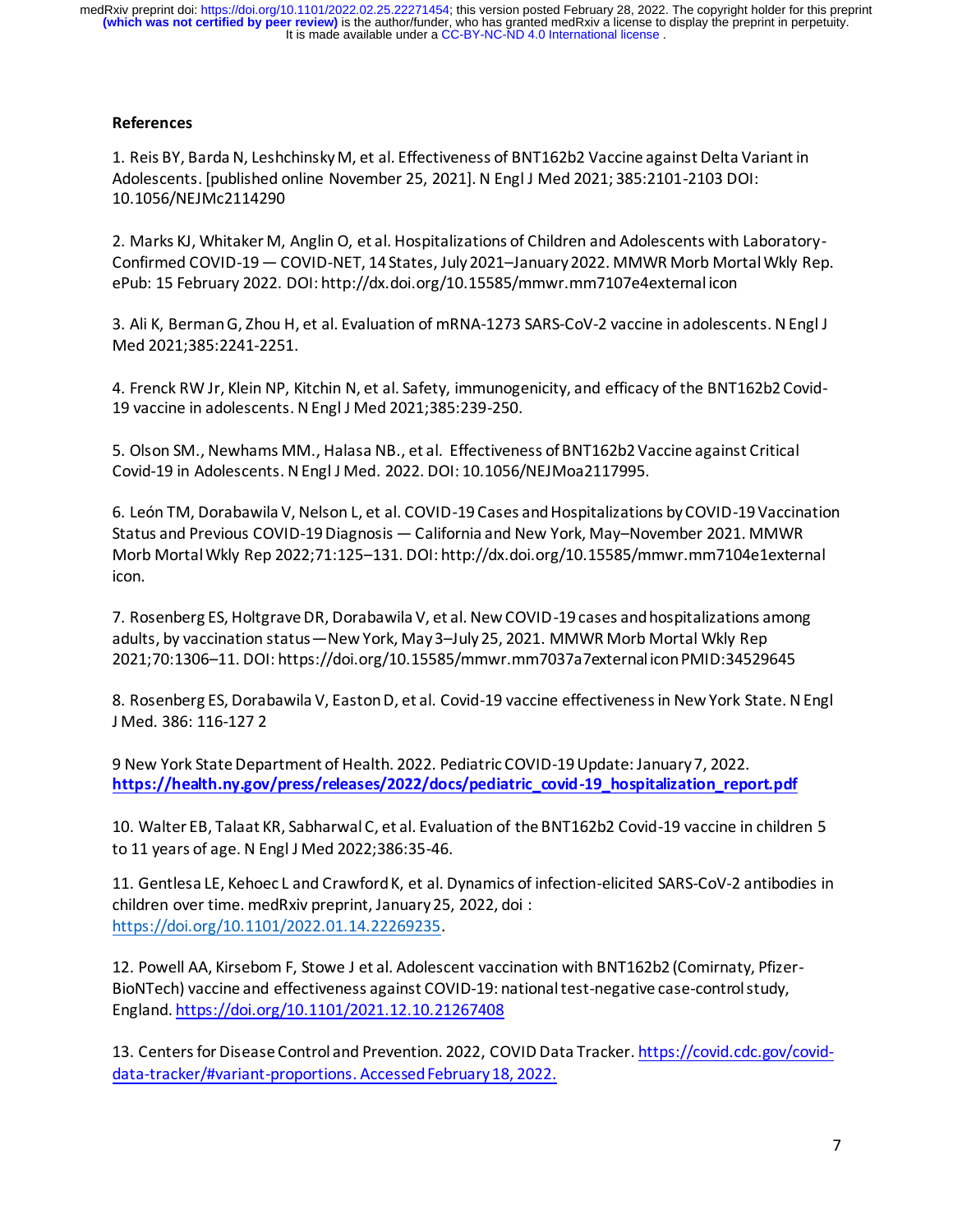## References

1. Reis BY, Barda N, Leshchinsky M, et al. Effectiveness of BNT162b2 Vaccine against Delta Variant in Adolescents. [published online November 25, 2021]. N Engl J Med 2021; 385:2101-2103 DOI: 10.1056/NEJMc2114290

2. Marks KJ, Whitaker M, Anglin O, et al. Hospitalizations of Children and Adolescents with Laboratory-Confirmed COVID-19 — COVID-NET, 14 States, July 2021–January 2022. MMWR Morb Mortal Wkly Rep. ePub: 15 February 2022. DOI: http://dx.doi.org/10.15585/mmwr.mm7107e4external icon

3. Ali K, Berman G, Zhou H, et al. Evaluation of mRNA-1273 SARS-CoV-2 vaccine in adolescents. N Engl J Med 2021;385:2241-2251.

4. Frenck RW Jr, Klein NP, Kitchin N, et al. Safety, immunogenicity, and efficacy of the BNT162b2 Covid-19 vaccine in adolescents. N Engl J Med 2021;385:239-250.

5. Olson SM., Newhams MM., Halasa NB., et al. Effectiveness of BNT162b2 Vaccine against Critical Covid-19 in Adolescents. N Engl J Med. 2022. DOI: 10.1056/NEJMoa2117995.

6. León TM, Dorabawila V, Nelson L, et al. COVID-19 Cases and Hospitalizations by COVID-19 Vaccination Status and Previous COVID-19 Diagnosis — California and New York, May–November 2021. MMWR Morb Mortal Wkly Rep 2022;71:125–131. DOI: http://dx.doi.org/10.15585/mmwr.mm7104e1external icon.

7. Rosenberg ES, Holtgrave DR, Dorabawila V, et al. New COVID-19 cases and hospitalizations among adults, by vaccination status—New York, May 3–July 25, 2021. MMWR Morb Mortal Wkly Rep 2021;70:1306–11. DOI: https://doi.org/10.15585/mmwr.mm7037a7external icon PMID:34529645

8. Rosenberg ES, Dorabawila V, Easton D, et al. Covid-19 vaccine effectiveness in New York State. N Engl J Med. 386: 116-127 2

9 New York State Department of Health. 2022. Pediatric COVID-19 Update: January 7, 2022. **https://health.ny.gov/press/releases/2022/docs/pediatric_covid-19_hospitalization_report.pdf**

10. Walter EB, Talaat KR, Sabharwal C, et al. Evaluation of the BNT162b2 Covid-19 vaccine in children 5 to 11 years of age. N Engl J Med 2022;386:35-46.

11. Gentlesa LE, Kehoec L and Crawford K, et al. Dynamics of infection-elicited SARS-CoV-2 antibodies in children over time. medRxiv preprint, January 25, 2022, doi : https://doi.org/10.1101/2022.01.14.22269235.

12. Powell AA, Kirsebom F, Stowe J et al. Adolescent vaccination with BNT162b2 (Comirnaty, Pfizer-BioNTech) vaccine and effectiveness against COVID-19: national test-negative case-control study, England. https://doi.org/10.1101/2021.12.10.21267408

13. Centers for Disease Control and Prevention. 2022, COVID Data Tracker. https://covid.cdc.gov/covid-data-tracker/#variant-proportions. Accessed February 18, 2022.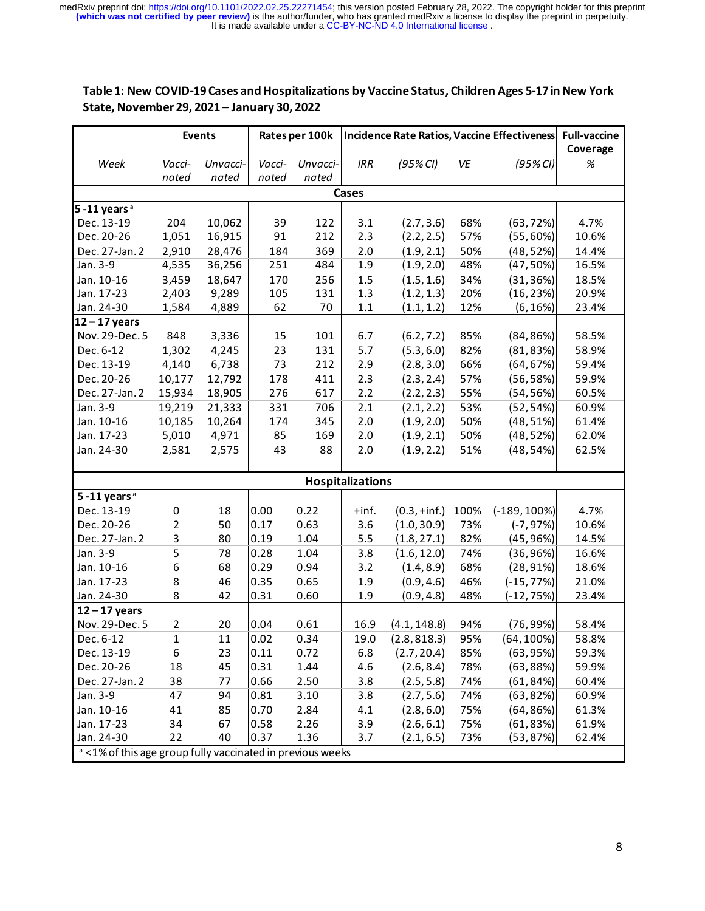**Table 1: New COVID-19 Cases and Hospitalizations by Vaccine Status, Children Ages 5-17 in New York State, November 29, 2021 – January 30, 2022**

| | Events | | Rates per 100k | | Incidence Rate Ratios, Vaccine Effectiveness | | | | Full-vaccine Coverage |
|---|---|---|---|---|---|---|---|---|---|
| *Week* | *Vacci-nated* | *Unvacci-nated* | *Vacci-nated* | *Unvacci-nated* | *IRR* | *(95% CI)* | *VE* | *(95% CI)* | *%* |
| | | | | | **Cases** | | | | |
| **5 -11 years [a]** | | | | | | | | | |
| Dec. 13-19 | 204 | 10,062 | 39 | 122 | 3.1 | (2.7, 3.6) | 68% | (63, 72%) | 4.7% |
| Dec. 20-26 | 1,051 | 16,915 | 91 | 212 | 2.3 | (2.2, 2.5) | 57% | (55, 60%) | 10.6% |
| Dec. 27-Jan. 2 | 2,910 | 28,476 | 184 | 369 | 2.0 | (1.9, 2.1) | 50% | (48, 52%) | 14.4% |
| Jan. 3-9 | 4,535 | 36,256 | 251 | 484 | 1.9 | (1.9, 2.0) | 48% | (47, 50%) | 16.5% |
| Jan. 10-16 | 3,459 | 18,647 | 170 | 256 | 1.5 | (1.5, 1.6) | 34% | (31, 36%) | 18.5% |
| Jan. 17-23 | 2,403 | 9,289 | 105 | 131 | 1.3 | (1.2, 1.3) | 20% | (16, 23%) | 20.9% |
| Jan. 24-30 | 1,584 | 4,889 | 62 | 70 | 1.1 | (1.1, 1.2) | 12% | (6, 16%) | 23.4% |
| **12 – 17 years** | | | | | | | | | |
| Nov. 29-Dec. 5 | 848 | 3,336 | 15 | 101 | 6.7 | (6.2, 7.2) | 85% | (84, 86%) | 58.5% |
| Dec. 6-12 | 1,302 | 4,245 | 23 | 131 | 5.7 | (5.3, 6.0) | 82% | (81, 83%) | 58.9% |
| Dec. 13-19 | 4,140 | 6,738 | 73 | 212 | 2.9 | (2.8, 3.0) | 66% | (64, 67%) | 59.4% |
| Dec. 20-26 | 10,177 | 12,792 | 178 | 411 | 2.3 | (2.3, 2.4) | 57% | (56, 58%) | 59.9% |
| Dec. 27-Jan. 2 | 15,934 | 18,905 | 276 | 617 | 2.2 | (2.2, 2.3) | 55% | (54, 56%) | 60.5% |
| Jan. 3-9 | 19,219 | 21,333 | 331 | 706 | 2.1 | (2.1, 2.2) | 53% | (52, 54%) | 60.9% |
| Jan. 10-16 | 10,185 | 10,264 | 174 | 345 | 2.0 | (1.9, 2.0) | 50% | (48, 51%) | 61.4% |
| Jan. 17-23 | 5,010 | 4,971 | 85 | 169 | 2.0 | (1.9, 2.1) | 50% | (48, 52%) | 62.0% |
| Jan. 24-30 | 2,581 | 2,575 | 43 | 88 | 2.0 | (1.9, 2.2) | 51% | (48, 54%) | 62.5% |
| | | | | | **Hospitalizations** | | | | |
| **5 -11 years [a]** | | | | | | | | | |
| Dec. 13-19 | 0 | 18 | 0.00 | 0.22 | +inf. | (0.3, +inf.) | 100% | (-189, 100%) | 4.7% |
| Dec. 20-26 | 2 | 50 | 0.17 | 0.63 | 3.6 | (1.0, 30.9) | 73% | (-7, 97%) | 10.6% |
| Dec. 27-Jan. 2 | 3 | 80 | 0.19 | 1.04 | 5.5 | (1.8, 27.1) | 82% | (45, 96%) | 14.5% |
| Jan. 3-9 | 5 | 78 | 0.28 | 1.04 | 3.8 | (1.6, 12.0) | 74% | (36, 96%) | 16.6% |
| Jan. 10-16 | 6 | 68 | 0.29 | 0.94 | 3.2 | (1.4, 8.9) | 68% | (28, 91%) | 18.6% |
| Jan. 17-23 | 8 | 46 | 0.35 | 0.65 | 1.9 | (0.9, 4.6) | 46% | (-15, 77%) | 21.0% |
| Jan. 24-30 | 8 | 42 | 0.31 | 0.60 | 1.9 | (0.9, 4.8) | 48% | (-12, 75%) | 23.4% |
| **12 – 17 years** | | | | | | | | | |
| Nov. 29-Dec. 5 | 2 | 20 | 0.04 | 0.61 | 16.9 | (4.1, 148.8) | 94% | (76, 99%) | 58.4% |
| Dec. 6-12 | 1 | 11 | 0.02 | 0.34 | 19.0 | (2.8, 818.3) | 95% | (64, 100%) | 58.8% |
| Dec. 13-19 | 6 | 23 | 0.11 | 0.72 | 6.8 | (2.7, 20.4) | 85% | (63, 95%) | 59.3% |
| Dec. 20-26 | 18 | 45 | 0.31 | 1.44 | 4.6 | (2.6, 8.4) | 78% | (63, 88%) | 59.9% |
| Dec. 27-Jan. 2 | 38 | 77 | 0.66 | 2.50 | 3.8 | (2.5, 5.8) | 74% | (61, 84%) | 60.4% |
| Jan. 3-9 | 47 | 94 | 0.81 | 3.10 | 3.8 | (2.7, 5.6) | 74% | (63, 82%) | 60.9% |
| Jan. 10-16 | 41 | 85 | 0.70 | 2.84 | 4.1 | (2.8, 6.0) | 75% | (64, 86%) | 61.3% |
| Jan. 17-23 | 34 | 67 | 0.58 | 2.26 | 3.9 | (2.6, 6.1) | 75% | (61, 83%) | 61.9% |
| Jan. 24-30 | 22 | 40 | 0.37 | 1.36 | 3.7 | (2.1, 6.5) | 73% | (53, 87%) | 62.4% |

[a] <1% of this age group fully vaccinated in previous weeks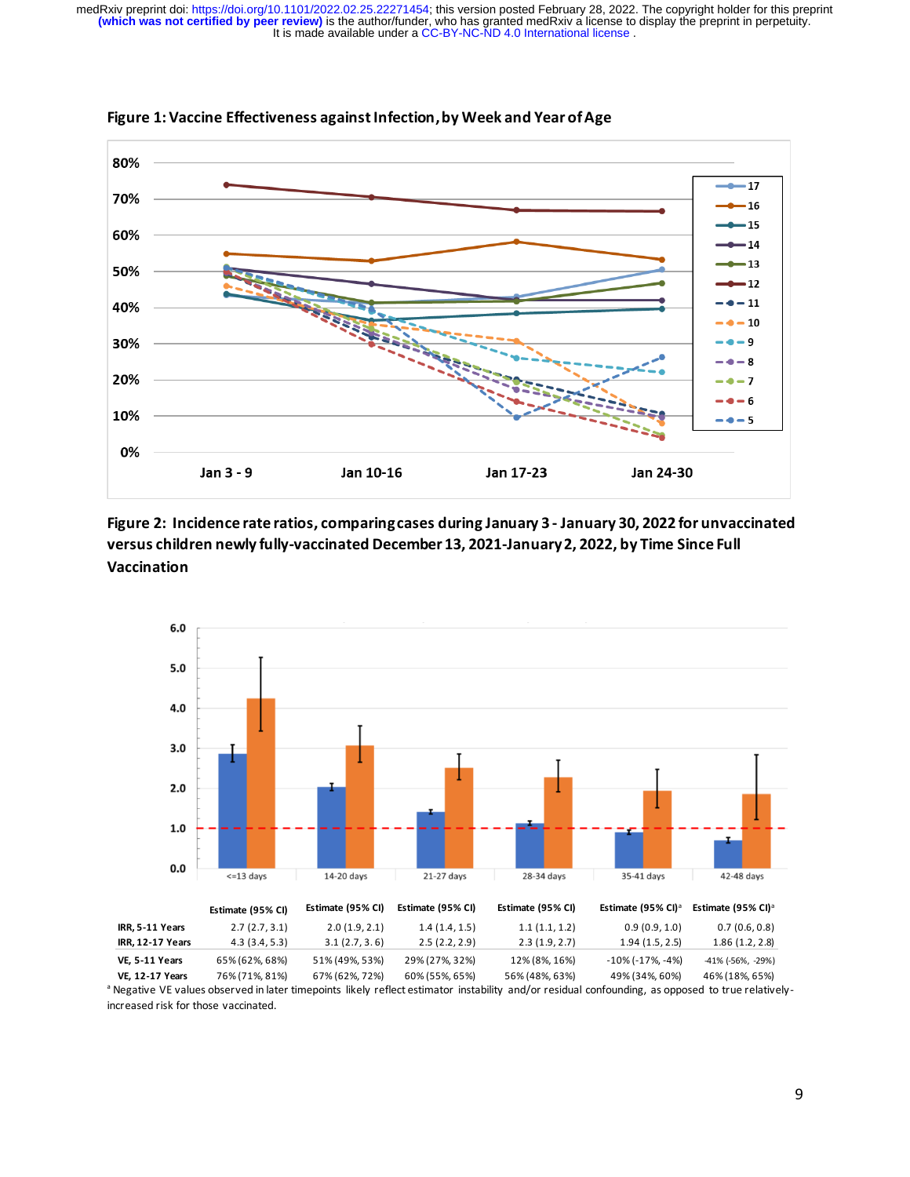**Figure 1: Vaccine Effectiveness against Infection, by Week and Year of Age**

80%
70%
60%
50%
40%
30%
20%
10%
0%

Jan 3 - 9
Jan 10-16
Jan 17-23
Jan 24-30

17
16
15
14
13
12
11
10
9
8
7
6
5

**Figure 2: Incidence rate ratios, comparing cases during January 3 - January 30, 2022 for unvaccinated versus children newly fully-vaccinated December 13, 2021-January 2, 2022, by Time Since Full Vaccination**

6.0
5.0
4.0
3.0
2.0
1.0
0.0

<=13 days
14-20 days
21-27 days
28-34 days
35-41 days
42-48 days

| | <=13 days | 14-20 days | 21-27 days | 28-34 days | 35-41 days | 42-48 days |
|---|---|---|---|---|---|---|
| | Estimate (95% CI) | Estimate (95% CI) | Estimate (95% CI) | Estimate (95% CI) | Estimate (95% CI)[a] | Estimate (95% CI)[a] |
| **IRR, 5-11 Years** | 2.7 (2.7, 3.1) | 2.0 (1.9, 2.1) | 1.4 (1.4, 1.5) | 1.1 (1.1, 1.2) | 0.9 (0.9, 1.0) | 0.7 (0.6, 0.8) |
| **IRR, 12-17 Years** | 4.3 (3.4, 5.3) | 3.1 (2.7, 3.6) | 2.5 (2.2, 2.9) | 2.3 (1.9, 2.7) | 1.94 (1.5, 2.5) | 1.86 (1.2, 2.8) |
| **VE, 5-11 Years** | 65% (62%, 68%) | 51% (49%, 53%) | 29% (27%, 32%) | 12% (8%, 16%) | -10% (-17%, -4%) | -41% (-56%, -29%) |
| **VE, 12-17 Years** | 76% (71%, 81%) | 67% (62%, 72%) | 60% (55%, 65%) | 56% (48%, 63%) | 49% (34%, 60%) | 46% (18%, 65%) |

[a] Negative VE values observed in later timepoints likely reflect estimator instability and/or residual confounding, as opposed to true relatively-increased risk for those vaccinated.